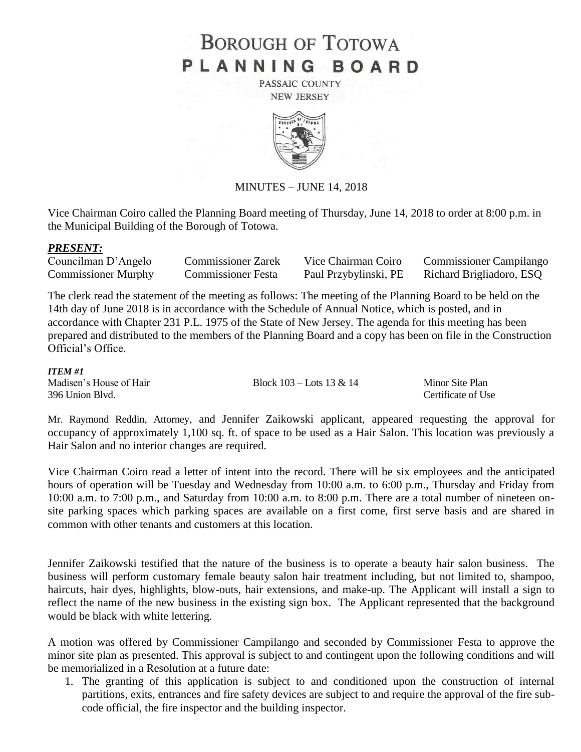# BOROUGH OF TOTOWA
# PLANNING BOARD

PASSAIC COUNTY
NEW JERSEY

MINUTES – JUNE 14, 2018

Vice Chairman Coiro called the Planning Board meeting of Thursday, June 14, 2018 to order at 8:00 p.m. in the Municipal Building of the Borough of Totowa.

***PRESENT:***

| | | | |
|---|---|---|---|
| Councilman D'Angelo | Commissioner Zarek | Vice Chairman Coiro | Commissioner Campilango |
| Commissioner Murphy | Commissioner Festa | Paul Przybylinski, PE | Richard Brigliadoro, ESQ |

The clerk read the statement of the meeting as follows: The meeting of the Planning Board to be held on the 14th day of June 2018 is in accordance with the Schedule of Annual Notice, which is posted, and in accordance with Chapter 231 P.L. 1975 of the State of New Jersey. The agenda for this meeting has been prepared and distributed to the members of the Planning Board and a copy has been on file in the Construction Official's Office.

***ITEM #1***

| | | |
|---|---|---|
| Madisen's House of Hair | Block 103 – Lots 13 & 14 | Minor Site Plan |
| 396 Union Blvd. | | Certificate of Use |

Mr. Raymond Reddin, Attorney, and Jennifer Zaikowski applicant, appeared requesting the approval for occupancy of approximately 1,100 sq. ft. of space to be used as a Hair Salon. This location was previously a Hair Salon and no interior changes are required.

Vice Chairman Coiro read a letter of intent into the record. There will be six employees and the anticipated hours of operation will be Tuesday and Wednesday from 10:00 a.m. to 6:00 p.m., Thursday and Friday from 10:00 a.m. to 7:00 p.m., and Saturday from 10:00 a.m. to 8:00 p.m. There are a total number of nineteen on-site parking spaces which parking spaces are available on a first come, first serve basis and are shared in common with other tenants and customers at this location.

Jennifer Zaikowski testified that the nature of the business is to operate a beauty hair salon business. The business will perform customary female beauty salon hair treatment including, but not limited to, shampoo, haircuts, hair dyes, highlights, blow-outs, hair extensions, and make-up. The Applicant will install a sign to reflect the name of the new business in the existing sign box. The Applicant represented that the background would be black with white lettering.

A motion was offered by Commissioner Campilango and seconded by Commissioner Festa to approve the minor site plan as presented. This approval is subject to and contingent upon the following conditions and will be memorialized in a Resolution at a future date:

1. The granting of this application is subject to and conditioned upon the construction of internal partitions, exits, entrances and fire safety devices are subject to and require the approval of the fire sub-code official, the fire inspector and the building inspector.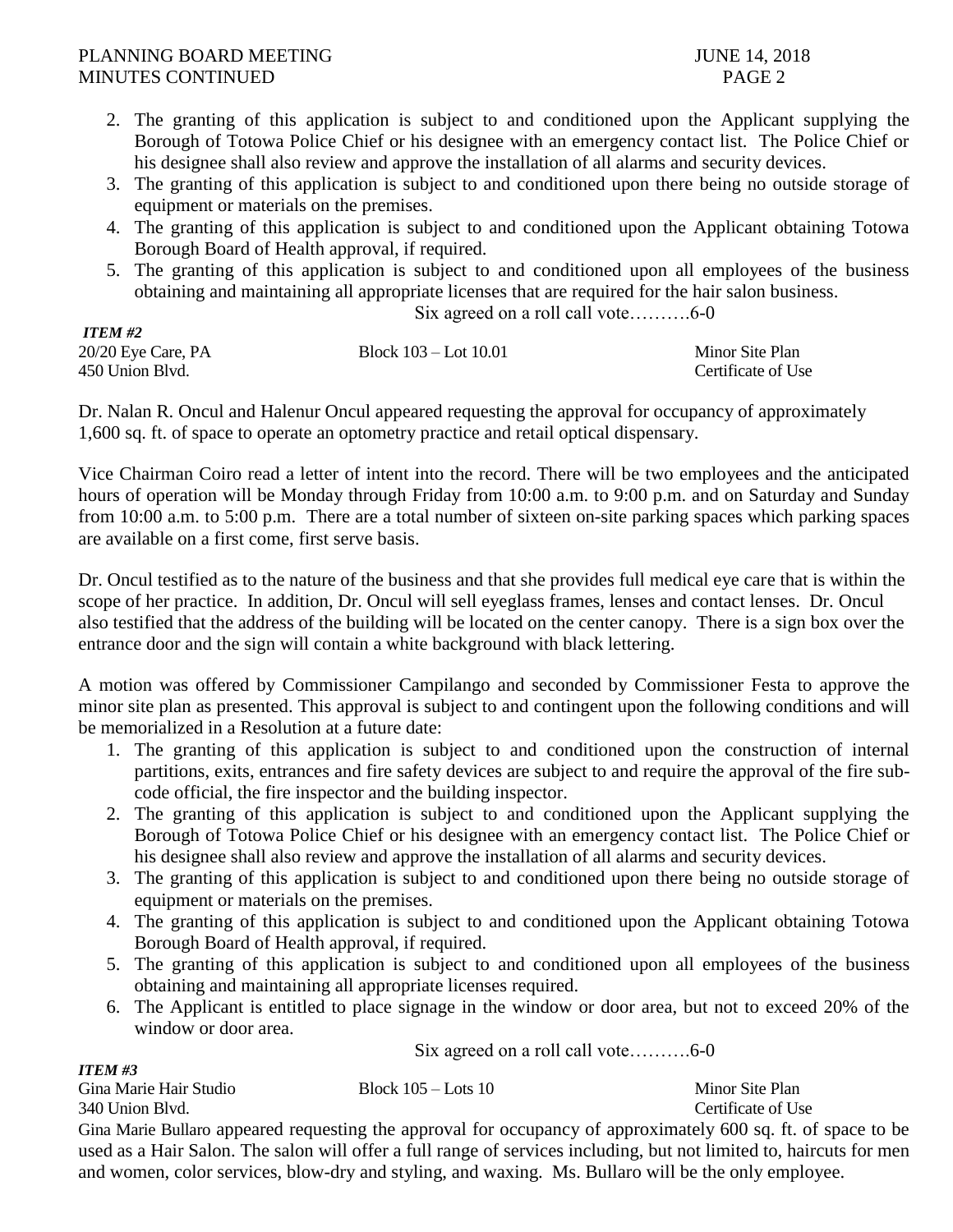2. The granting of this application is subject to and conditioned upon the Applicant supplying the Borough of Totowa Police Chief or his designee with an emergency contact list. The Police Chief or his designee shall also review and approve the installation of all alarms and security devices.
3. The granting of this application is subject to and conditioned upon there being no outside storage of equipment or materials on the premises.
4. The granting of this application is subject to and conditioned upon the Applicant obtaining Totowa Borough Board of Health approval, if required.
5. The granting of this application is subject to and conditioned upon all employees of the business obtaining and maintaining all appropriate licenses that are required for the hair salon business.

Six agreed on a roll call vote……….6-0

***ITEM #2***

| | | |
|---|---|---|
| 20/20 Eye Care, PA | Block 103 – Lot 10.01 | Minor Site Plan |
| 450 Union Blvd. | | Certificate of Use |

Dr. Nalan R. Oncul and Halenur Oncul appeared requesting the approval for occupancy of approximately 1,600 sq. ft. of space to operate an optometry practice and retail optical dispensary.

Vice Chairman Coiro read a letter of intent into the record. There will be two employees and the anticipated hours of operation will be Monday through Friday from 10:00 a.m. to 9:00 p.m. and on Saturday and Sunday from 10:00 a.m. to 5:00 p.m. There are a total number of sixteen on-site parking spaces which parking spaces are available on a first come, first serve basis.

Dr. Oncul testified as to the nature of the business and that she provides full medical eye care that is within the scope of her practice. In addition, Dr. Oncul will sell eyeglass frames, lenses and contact lenses. Dr. Oncul also testified that the address of the building will be located on the center canopy. There is a sign box over the entrance door and the sign will contain a white background with black lettering.

A motion was offered by Commissioner Campilango and seconded by Commissioner Festa to approve the minor site plan as presented. This approval is subject to and contingent upon the following conditions and will be memorialized in a Resolution at a future date:

1. The granting of this application is subject to and conditioned upon the construction of internal partitions, exits, entrances and fire safety devices are subject to and require the approval of the fire sub-code official, the fire inspector and the building inspector.
2. The granting of this application is subject to and conditioned upon the Applicant supplying the Borough of Totowa Police Chief or his designee with an emergency contact list. The Police Chief or his designee shall also review and approve the installation of all alarms and security devices.
3. The granting of this application is subject to and conditioned upon there being no outside storage of equipment or materials on the premises.
4. The granting of this application is subject to and conditioned upon the Applicant obtaining Totowa Borough Board of Health approval, if required.
5. The granting of this application is subject to and conditioned upon all employees of the business obtaining and maintaining all appropriate licenses required.
6. The Applicant is entitled to place signage in the window or door area, but not to exceed 20% of the window or door area.

Six agreed on a roll call vote……….6-0

***ITEM #3***

| | | |
|---|---|---|
| Gina Marie Hair Studio | Block 105 – Lots 10 | Minor Site Plan |
| 340 Union Blvd. | | Certificate of Use |

Gina Marie Bullaro appeared requesting the approval for occupancy of approximately 600 sq. ft. of space to be used as a Hair Salon. The salon will offer a full range of services including, but not limited to, haircuts for men and women, color services, blow-dry and styling, and waxing. Ms. Bullaro will be the only employee.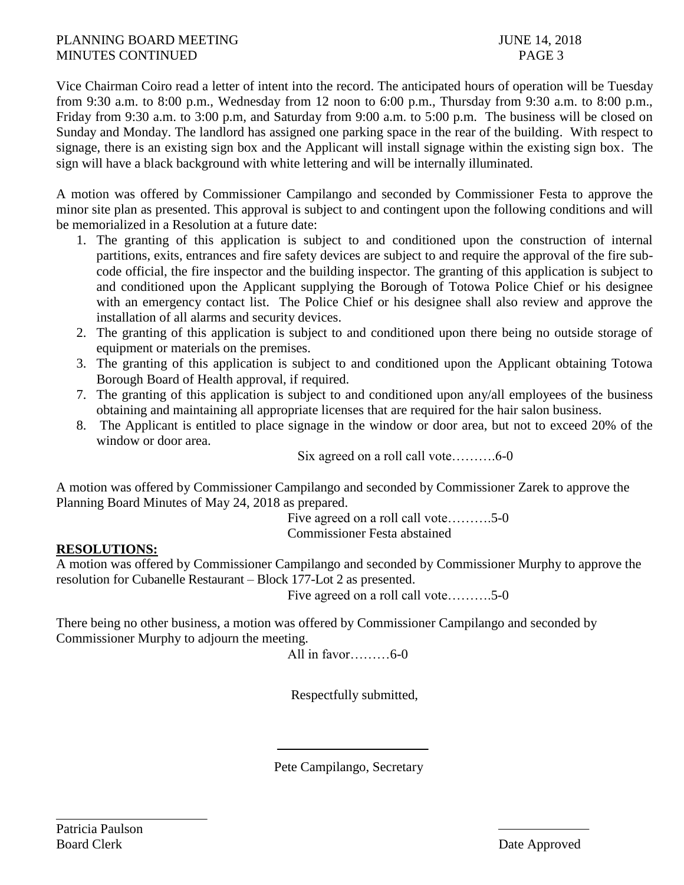Vice Chairman Coiro read a letter of intent into the record. The anticipated hours of operation will be Tuesday from 9:30 a.m. to 8:00 p.m., Wednesday from 12 noon to 6:00 p.m., Thursday from 9:30 a.m. to 8:00 p.m., Friday from 9:30 a.m. to 3:00 p.m, and Saturday from 9:00 a.m. to 5:00 p.m. The business will be closed on Sunday and Monday. The landlord has assigned one parking space in the rear of the building. With respect to signage, there is an existing sign box and the Applicant will install signage within the existing sign box. The sign will have a black background with white lettering and will be internally illuminated.

A motion was offered by Commissioner Campilango and seconded by Commissioner Festa to approve the minor site plan as presented. This approval is subject to and contingent upon the following conditions and will be memorialized in a Resolution at a future date:

1. The granting of this application is subject to and conditioned upon the construction of internal partitions, exits, entrances and fire safety devices are subject to and require the approval of the fire sub-code official, the fire inspector and the building inspector. The granting of this application is subject to and conditioned upon the Applicant supplying the Borough of Totowa Police Chief or his designee with an emergency contact list. The Police Chief or his designee shall also review and approve the installation of all alarms and security devices.
2. The granting of this application is subject to and conditioned upon there being no outside storage of equipment or materials on the premises.
3. The granting of this application is subject to and conditioned upon the Applicant obtaining Totowa Borough Board of Health approval, if required.

7. The granting of this application is subject to and conditioned upon any/all employees of the business obtaining and maintaining all appropriate licenses that are required for the hair salon business.
8. The Applicant is entitled to place signage in the window or door area, but not to exceed 20% of the window or door area.

Six agreed on a roll call vote……….6-0

A motion was offered by Commissioner Campilango and seconded by Commissioner Zarek to approve the Planning Board Minutes of May 24, 2018 as prepared.

Five agreed on a roll call vote……….5-0
Commissioner Festa abstained

**RESOLUTIONS:**

A motion was offered by Commissioner Campilango and seconded by Commissioner Murphy to approve the resolution for Cubanelle Restaurant – Block 177-Lot 2 as presented.

Five agreed on a roll call vote……….5-0

There being no other business, a motion was offered by Commissioner Campilango and seconded by Commissioner Murphy to adjourn the meeting.

All in favor………6-0

Respectfully submitted,

\_\_\_\_\_\_\_\_\_\_\_\_\_\_\_\_\_\_\_\_\_\_\_\_

Pete Campilango, Secretary

\_\_\_\_\_\_\_\_\_\_\_\_\_\_\_\_\_\_\_\_\_\_\_\_

Patricia Paulson
Board Clerk

\_\_\_\_\_\_\_\_\_\_\_\_\_\_

Date Approved